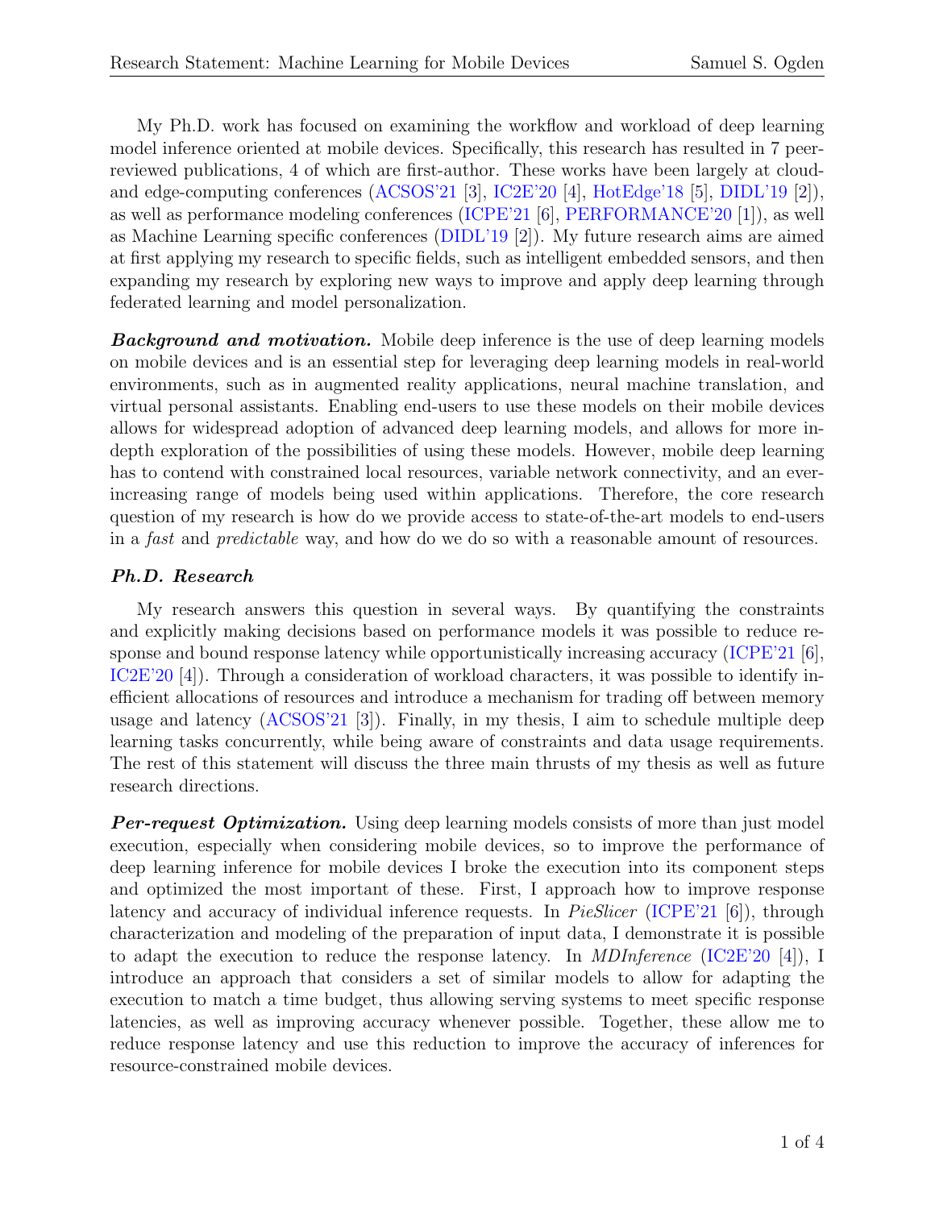My Ph.D. work has focused on examining the workflow and workload of deep learning model inference oriented at mobile devices. Specifically, this research has resulted in 7 peer-reviewed publications, 4 of which are first-author. These works have been largely at cloud- and edge-computing conferences (ACSOS'21 [3], IC2E'20 [4], HotEdge'18 [5], DIDL'19 [2]), as well as performance modeling conferences (ICPE'21 [6], PERFORMANCE'20 [1]), as well as Machine Learning specific conferences (DIDL'19 [2]). My future research aims are aimed at first applying my research to specific fields, such as intelligent embedded sensors, and then expanding my research by exploring new ways to improve and apply deep learning through federated learning and model personalization.

***Background and motivation.*** Mobile deep inference is the use of deep learning models on mobile devices and is an essential step for leveraging deep learning models in real-world environments, such as in augmented reality applications, neural machine translation, and virtual personal assistants. Enabling end-users to use these models on their mobile devices allows for widespread adoption of advanced deep learning models, and allows for more in-depth exploration of the possibilities of using these models. However, mobile deep learning has to contend with constrained local resources, variable network connectivity, and an ever-increasing range of models being used within applications. Therefore, the core research question of my research is how do we provide access to state-of-the-art models to end-users in a *fast* and *predictable* way, and how do we do so with a reasonable amount of resources.

### *Ph.D. Research*

My research answers this question in several ways. By quantifying the constraints and explicitly making decisions based on performance models it was possible to reduce response and bound response latency while opportunistically increasing accuracy (ICPE'21 [6], IC2E'20 [4]). Through a consideration of workload characters, it was possible to identify inefficient allocations of resources and introduce a mechanism for trading off between memory usage and latency (ACSOS'21 [3]). Finally, in my thesis, I aim to schedule multiple deep learning tasks concurrently, while being aware of constraints and data usage requirements. The rest of this statement will discuss the three main thrusts of my thesis as well as future research directions.

***Per-request Optimization.*** Using deep learning models consists of more than just model execution, especially when considering mobile devices, so to improve the performance of deep learning inference for mobile devices I broke the execution into its component steps and optimized the most important of these. First, I approach how to improve response latency and accuracy of individual inference requests. In *PieSlicer* (ICPE'21 [6]), through characterization and modeling of the preparation of input data, I demonstrate it is possible to adapt the execution to reduce the response latency. In *MDInference* (IC2E'20 [4]), I introduce an approach that considers a set of similar models to allow for adapting the execution to match a time budget, thus allowing serving systems to meet specific response latencies, as well as improving accuracy whenever possible. Together, these allow me to reduce response latency and use this reduction to improve the accuracy of inferences for resource-constrained mobile devices.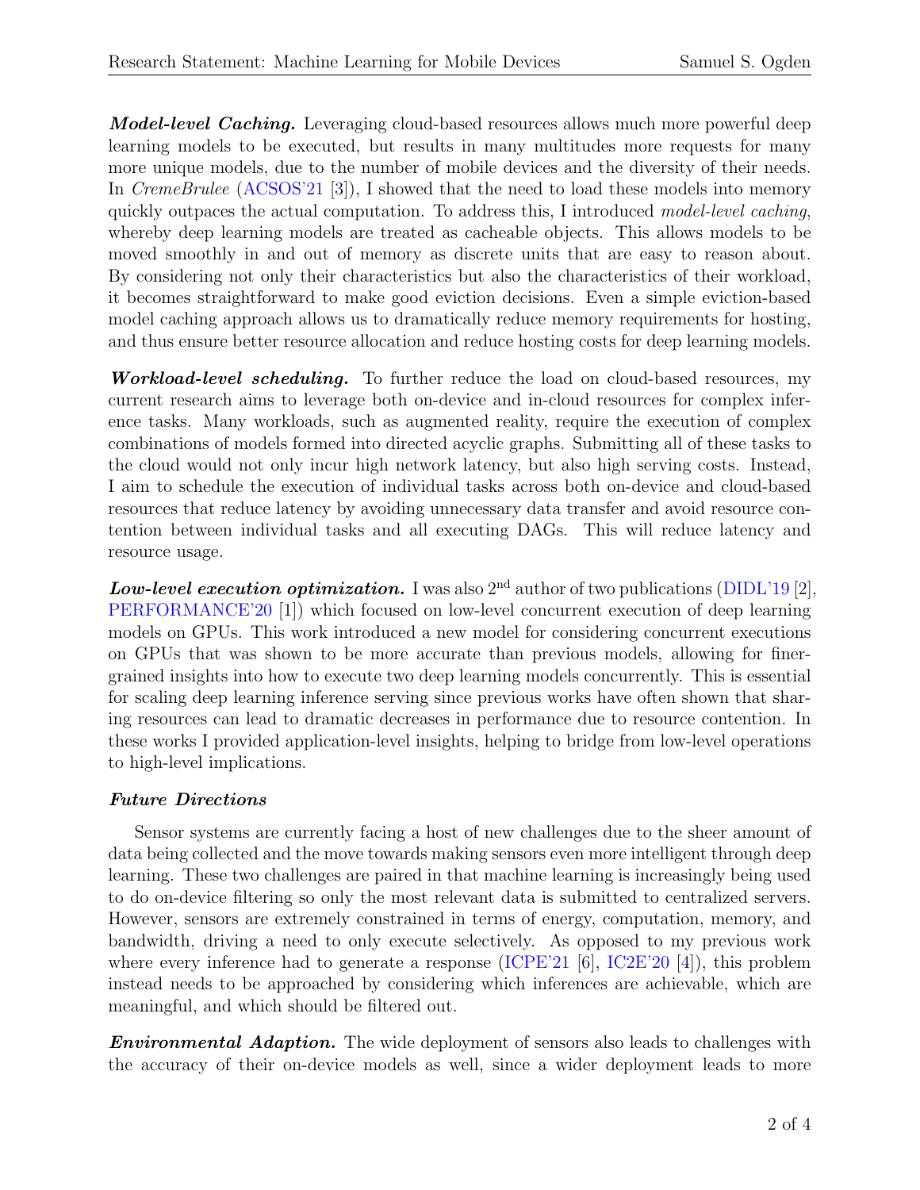***Model-level Caching.*** Leveraging cloud-based resources allows much more powerful deep learning models to be executed, but results in many multitudes more requests for many more unique models, due to the number of mobile devices and the diversity of their needs. In *CremeBrulee* (ACSOS'21 [3]), I showed that the need to load these models into memory quickly outpaces the actual computation. To address this, I introduced *model-level caching*, whereby deep learning models are treated as cacheable objects. This allows models to be moved smoothly in and out of memory as discrete units that are easy to reason about. By considering not only their characteristics but also the characteristics of their workload, it becomes straightforward to make good eviction decisions. Even a simple eviction-based model caching approach allows us to dramatically reduce memory requirements for hosting, and thus ensure better resource allocation and reduce hosting costs for deep learning models.

***Workload-level scheduling.*** To further reduce the load on cloud-based resources, my current research aims to leverage both on-device and in-cloud resources for complex inference tasks. Many workloads, such as augmented reality, require the execution of complex combinations of models formed into directed acyclic graphs. Submitting all of these tasks to the cloud would not only incur high network latency, but also high serving costs. Instead, I aim to schedule the execution of individual tasks across both on-device and cloud-based resources that reduce latency by avoiding unnecessary data transfer and avoid resource contention between individual tasks and all executing DAGs. This will reduce latency and resource usage.

***Low-level execution optimization.*** I was also 2nd author of two publications (DIDL'19 [2], PERFORMANCE'20 [1]) which focused on low-level concurrent execution of deep learning models on GPUs. This work introduced a new model for considering concurrent executions on GPUs that was shown to be more accurate than previous models, allowing for finer-grained insights into how to execute two deep learning models concurrently. This is essential for scaling deep learning inference serving since previous works have often shown that sharing resources can lead to dramatic decreases in performance due to resource contention. In these works I provided application-level insights, helping to bridge from low-level operations to high-level implications.

### *Future Directions*

Sensor systems are currently facing a host of new challenges due to the sheer amount of data being collected and the move towards making sensors even more intelligent through deep learning. These two challenges are paired in that machine learning is increasingly being used to do on-device filtering so only the most relevant data is submitted to centralized servers. However, sensors are extremely constrained in terms of energy, computation, memory, and bandwidth, driving a need to only execute selectively. As opposed to my previous work where every inference had to generate a response (ICPE'21 [6], IC2E'20 [4]), this problem instead needs to be approached by considering which inferences are achievable, which are meaningful, and which should be filtered out.

***Environmental Adaption.*** The wide deployment of sensors also leads to challenges with the accuracy of their on-device models as well, since a wider deployment leads to more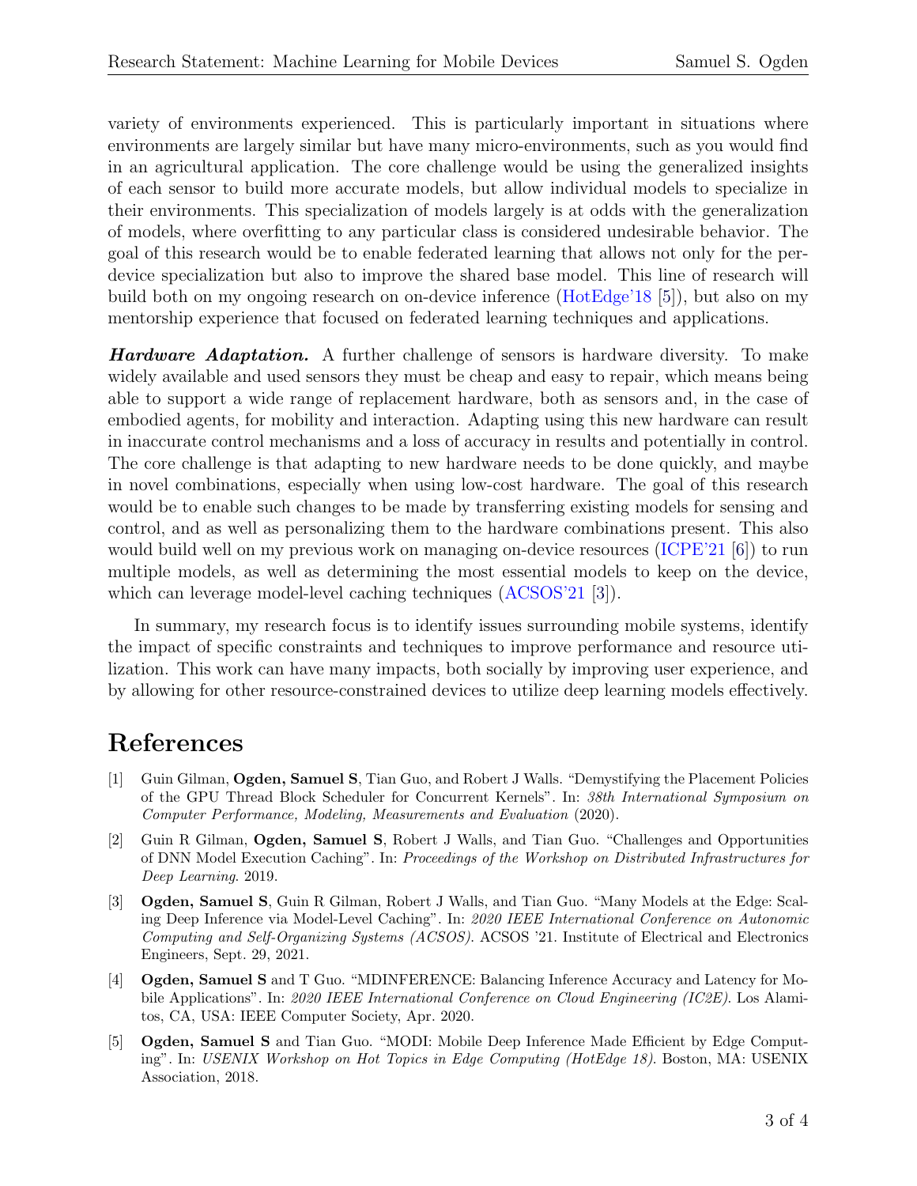variety of environments experienced. This is particularly important in situations where environments are largely similar but have many micro-environments, such as you would find in an agricultural application. The core challenge would be using the generalized insights of each sensor to build more accurate models, but allow individual models to specialize in their environments. This specialization of models largely is at odds with the generalization of models, where overfitting to any particular class is considered undesirable behavior. The goal of this research would be to enable federated learning that allows not only for the per-device specialization but also to improve the shared base model. This line of research will build both on my ongoing research on on-device inference (HotEdge'18 [5]), but also on my mentorship experience that focused on federated learning techniques and applications.

***Hardware Adaptation.*** A further challenge of sensors is hardware diversity. To make widely available and used sensors they must be cheap and easy to repair, which means being able to support a wide range of replacement hardware, both as sensors and, in the case of embodied agents, for mobility and interaction. Adapting using this new hardware can result in inaccurate control mechanisms and a loss of accuracy in results and potentially in control. The core challenge is that adapting to new hardware needs to be done quickly, and maybe in novel combinations, especially when using low-cost hardware. The goal of this research would be to enable such changes to be made by transferring existing models for sensing and control, and as well as personalizing them to the hardware combinations present. This also would build well on my previous work on managing on-device resources (ICPE'21 [6]) to run multiple models, as well as determining the most essential models to keep on the device, which can leverage model-level caching techniques (ACSOS'21 [3]).

In summary, my research focus is to identify issues surrounding mobile systems, identify the impact of specific constraints and techniques to improve performance and resource utilization. This work can have many impacts, both socially by improving user experience, and by allowing for other resource-constrained devices to utilize deep learning models effectively.

# References

[1] Guin Gilman, **Ogden, Samuel S**, Tian Guo, and Robert J Walls. "Demystifying the Placement Policies of the GPU Thread Block Scheduler for Concurrent Kernels". In: *38th International Symposium on Computer Performance, Modeling, Measurements and Evaluation* (2020).

[2] Guin R Gilman, **Ogden, Samuel S**, Robert J Walls, and Tian Guo. "Challenges and Opportunities of DNN Model Execution Caching". In: *Proceedings of the Workshop on Distributed Infrastructures for Deep Learning*. 2019.

[3] **Ogden, Samuel S**, Guin R Gilman, Robert J Walls, and Tian Guo. "Many Models at the Edge: Scaling Deep Inference via Model-Level Caching". In: *2020 IEEE International Conference on Autonomic Computing and Self-Organizing Systems (ACSOS)*. ACSOS '21. Institute of Electrical and Electronics Engineers, Sept. 29, 2021.

[4] **Ogden, Samuel S** and T Guo. "MDINFERENCE: Balancing Inference Accuracy and Latency for Mobile Applications". In: *2020 IEEE International Conference on Cloud Engineering (IC2E)*. Los Alamitos, CA, USA: IEEE Computer Society, Apr. 2020.

[5] **Ogden, Samuel S** and Tian Guo. "MODI: Mobile Deep Inference Made Efficient by Edge Computing". In: *USENIX Workshop on Hot Topics in Edge Computing (HotEdge 18)*. Boston, MA: USENIX Association, 2018.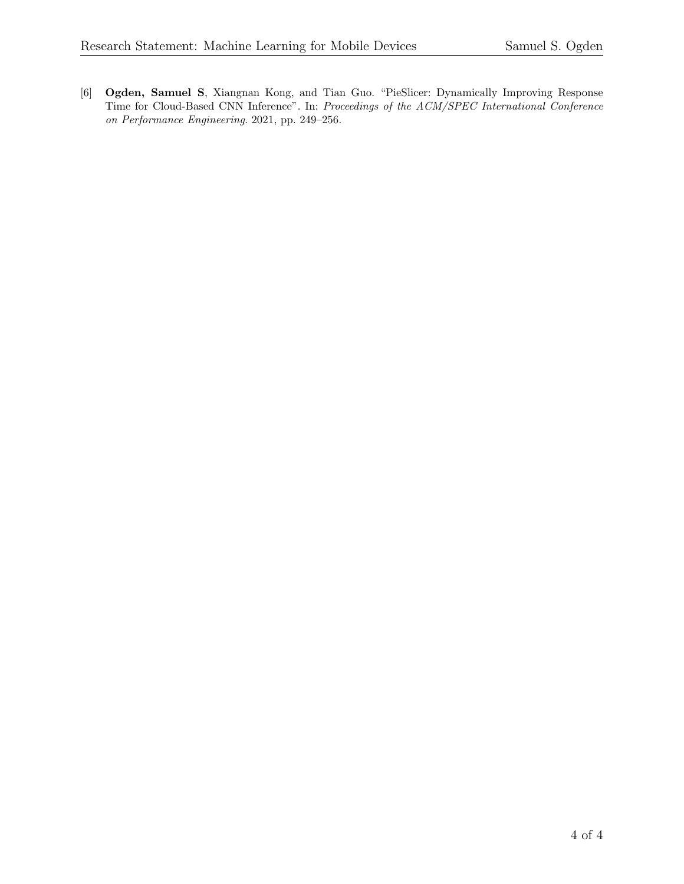[6] **Ogden, Samuel S**, Xiangnan Kong, and Tian Guo. "PieSlicer: Dynamically Improving Response Time for Cloud-Based CNN Inference". In: *Proceedings of the ACM/SPEC International Conference on Performance Engineering*. 2021, pp. 249–256.